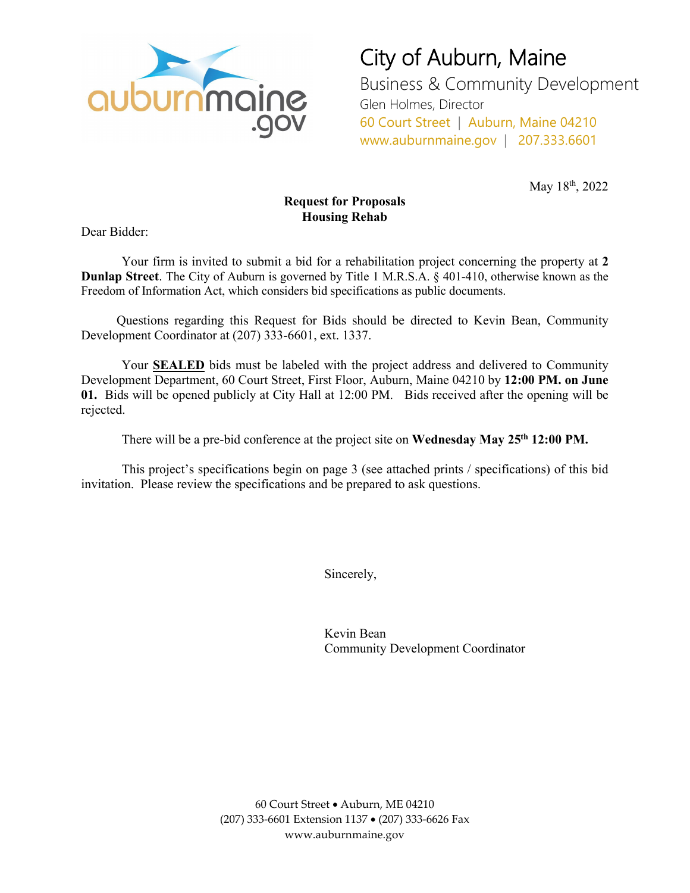# City of Auburn, Maine

Business & Community Development
Glen Holmes, Director
60 Court Street | Auburn, Maine 04210
www.auburnmaine.gov | 207.333.6601

May 18th, 2022

**Request for Proposals**
**Housing Rehab**

Dear Bidder:

Your firm is invited to submit a bid for a rehabilitation project concerning the property at **2 Dunlap Street**. The City of Auburn is governed by Title 1 M.R.S.A. § 401-410, otherwise known as the Freedom of Information Act, which considers bid specifications as public documents.

Questions regarding this Request for Bids should be directed to Kevin Bean, Community Development Coordinator at (207) 333-6601, ext. 1337.

Your **SEALED** bids must be labeled with the project address and delivered to Community Development Department, 60 Court Street, First Floor, Auburn, Maine 04210 by **12:00 PM. on June 01.** Bids will be opened publicly at City Hall at 12:00 PM. Bids received after the opening will be rejected.

There will be a pre-bid conference at the project site on **Wednesday May 25th 12:00 PM.**

This project's specifications begin on page 3 (see attached prints / specifications) of this bid invitation. Please review the specifications and be prepared to ask questions.

Sincerely,

Kevin Bean
Community Development Coordinator

60 Court Street • Auburn, ME 04210
(207) 333-6601 Extension 1137 • (207) 333-6626 Fax
www.auburnmaine.gov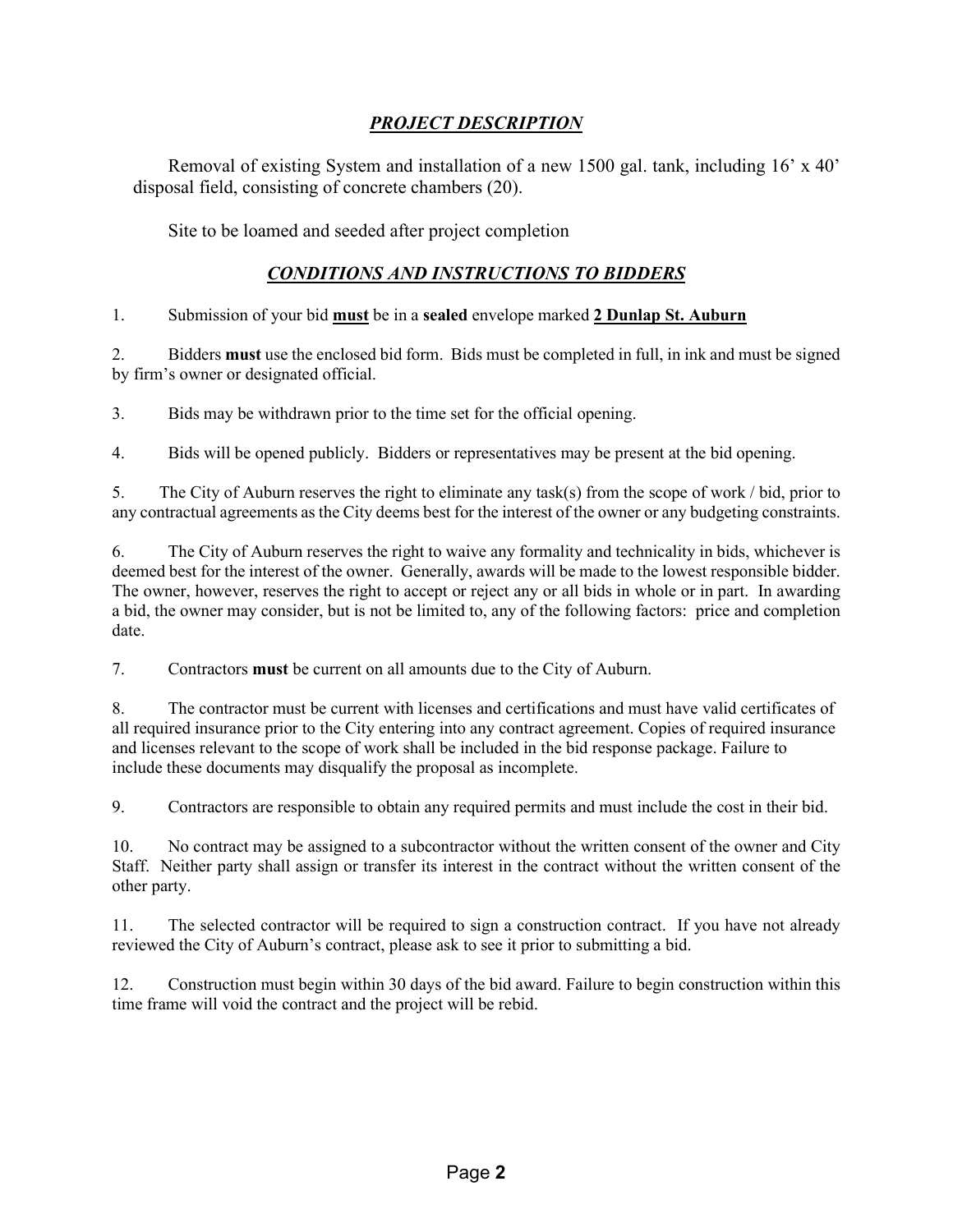## ***PROJECT DESCRIPTION***

Removal of existing System and installation of a new 1500 gal. tank, including 16' x 40' disposal field, consisting of concrete chambers (20).

Site to be loamed and seeded after project completion

## ***CONDITIONS AND INSTRUCTIONS TO BIDDERS***

1. Submission of your bid **must** be in a **sealed** envelope marked **2 Dunlap St. Auburn**

2. Bidders **must** use the enclosed bid form. Bids must be completed in full, in ink and must be signed by firm's owner or designated official.

3. Bids may be withdrawn prior to the time set for the official opening.

4. Bids will be opened publicly. Bidders or representatives may be present at the bid opening.

5. The City of Auburn reserves the right to eliminate any task(s) from the scope of work / bid, prior to any contractual agreements as the City deems best for the interest of the owner or any budgeting constraints.

6. The City of Auburn reserves the right to waive any formality and technicality in bids, whichever is deemed best for the interest of the owner. Generally, awards will be made to the lowest responsible bidder. The owner, however, reserves the right to accept or reject any or all bids in whole or in part. In awarding a bid, the owner may consider, but is not be limited to, any of the following factors: price and completion date.

7. Contractors **must** be current on all amounts due to the City of Auburn.

8. The contractor must be current with licenses and certifications and must have valid certificates of all required insurance prior to the City entering into any contract agreement. Copies of required insurance and licenses relevant to the scope of work shall be included in the bid response package. Failure to include these documents may disqualify the proposal as incomplete.

9. Contractors are responsible to obtain any required permits and must include the cost in their bid.

10. No contract may be assigned to a subcontractor without the written consent of the owner and City Staff. Neither party shall assign or transfer its interest in the contract without the written consent of the other party.

11. The selected contractor will be required to sign a construction contract. If you have not already reviewed the City of Auburn's contract, please ask to see it prior to submitting a bid.

12. Construction must begin within 30 days of the bid award. Failure to begin construction within this time frame will void the contract and the project will be rebid.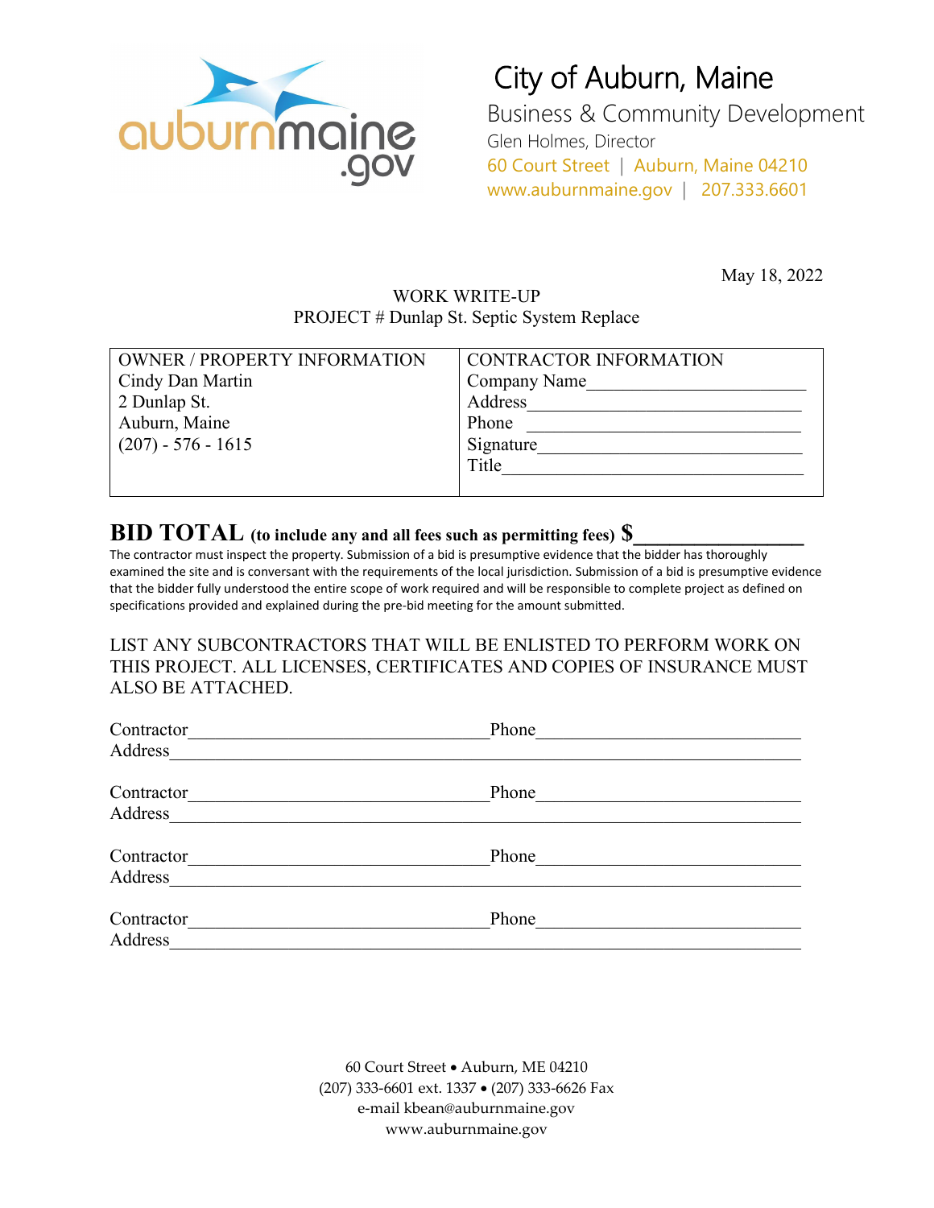# City of Auburn, Maine

Business & Community Development
Glen Holmes, Director
60 Court Street | Auburn, Maine 04210
www.auburnmaine.gov | 207.333.6601

May 18, 2022

WORK WRITE-UP
PROJECT # Dunlap St. Septic System Replace

| OWNER / PROPERTY INFORMATION | CONTRACTOR INFORMATION |
|---|---|
| Cindy Dan Martin | Company Name\_\_\_\_\_\_\_\_\_\_\_\_\_\_\_\_\_\_\_\_\_\_\_\_ |
| 2 Dunlap St. | Address\_\_\_\_\_\_\_\_\_\_\_\_\_\_\_\_\_\_\_\_\_\_\_\_\_\_\_\_\_ |
| Auburn, Maine | Phone \_\_\_\_\_\_\_\_\_\_\_\_\_\_\_\_\_\_\_\_\_\_\_\_\_\_\_\_\_ |
| (207) - 576 - 1615 | Signature\_\_\_\_\_\_\_\_\_\_\_\_\_\_\_\_\_\_\_\_\_\_\_\_\_\_\_ |
| | Title\_\_\_\_\_\_\_\_\_\_\_\_\_\_\_\_\_\_\_\_\_\_\_\_\_\_\_\_\_\_\_ |

**BID TOTAL (to include any and all fees such as permitting fees) $\_\_\_\_\_\_\_\_\_\_\_\_\_\_\_\_**

The contractor must inspect the property. Submission of a bid is presumptive evidence that the bidder has thoroughly examined the site and is conversant with the requirements of the local jurisdiction. Submission of a bid is presumptive evidence that the bidder fully understood the entire scope of work required and will be responsible to complete project as defined on specifications provided and explained during the pre-bid meeting for the amount submitted.

LIST ANY SUBCONTRACTORS THAT WILL BE ENLISTED TO PERFORM WORK ON THIS PROJECT. ALL LICENSES, CERTIFICATES AND COPIES OF INSURANCE MUST ALSO BE ATTACHED.

Contractor\_\_\_\_\_\_\_\_\_\_\_\_\_\_\_\_\_\_\_\_\_\_\_\_\_\_\_\_\_\_\_\_ Phone\_\_\_\_\_\_\_\_\_\_\_\_\_\_\_\_\_\_\_\_\_\_\_\_\_\_\_\_
Address\_\_\_\_\_\_\_\_\_\_\_\_\_\_\_\_\_\_\_\_\_\_\_\_\_\_\_\_\_\_\_\_\_\_\_\_\_\_\_\_\_\_\_\_\_\_\_\_\_\_\_\_\_\_\_\_\_\_\_\_\_\_\_\_

Contractor\_\_\_\_\_\_\_\_\_\_\_\_\_\_\_\_\_\_\_\_\_\_\_\_\_\_\_\_\_\_\_\_ Phone\_\_\_\_\_\_\_\_\_\_\_\_\_\_\_\_\_\_\_\_\_\_\_\_\_\_\_\_
Address\_\_\_\_\_\_\_\_\_\_\_\_\_\_\_\_\_\_\_\_\_\_\_\_\_\_\_\_\_\_\_\_\_\_\_\_\_\_\_\_\_\_\_\_\_\_\_\_\_\_\_\_\_\_\_\_\_\_\_\_\_\_\_\_

Contractor\_\_\_\_\_\_\_\_\_\_\_\_\_\_\_\_\_\_\_\_\_\_\_\_\_\_\_\_\_\_\_\_ Phone\_\_\_\_\_\_\_\_\_\_\_\_\_\_\_\_\_\_\_\_\_\_\_\_\_\_\_\_
Address\_\_\_\_\_\_\_\_\_\_\_\_\_\_\_\_\_\_\_\_\_\_\_\_\_\_\_\_\_\_\_\_\_\_\_\_\_\_\_\_\_\_\_\_\_\_\_\_\_\_\_\_\_\_\_\_\_\_\_\_\_\_\_\_

Contractor\_\_\_\_\_\_\_\_\_\_\_\_\_\_\_\_\_\_\_\_\_\_\_\_\_\_\_\_\_\_\_\_ Phone\_\_\_\_\_\_\_\_\_\_\_\_\_\_\_\_\_\_\_\_\_\_\_\_\_\_\_\_
Address\_\_\_\_\_\_\_\_\_\_\_\_\_\_\_\_\_\_\_\_\_\_\_\_\_\_\_\_\_\_\_\_\_\_\_\_\_\_\_\_\_\_\_\_\_\_\_\_\_\_\_\_\_\_\_\_\_\_\_\_\_\_\_\_

60 Court Street • Auburn, ME 04210
(207) 333-6601 ext. 1337 • (207) 333-6626 Fax
e-mail kbean@auburnmaine.gov
www.auburnmaine.gov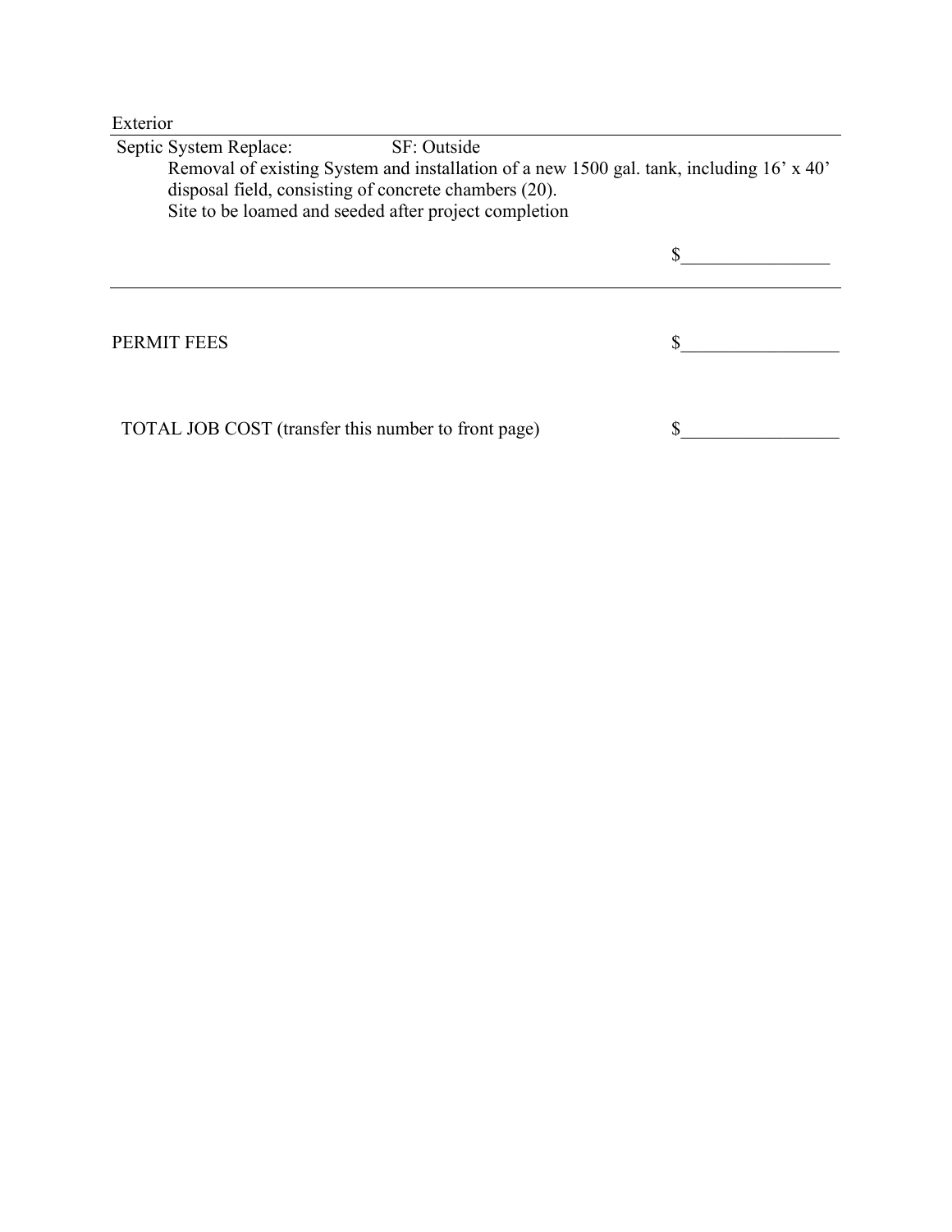Exterior

---

Septic System Replace: SF: Outside

Removal of existing System and installation of a new 1500 gal. tank, including 16' x 40' disposal field, consisting of concrete chambers (20).

Site to be loamed and seeded after project completion

$________________

---

PERMIT FEES $_________________

TOTAL JOB COST (transfer this number to front page) $_________________